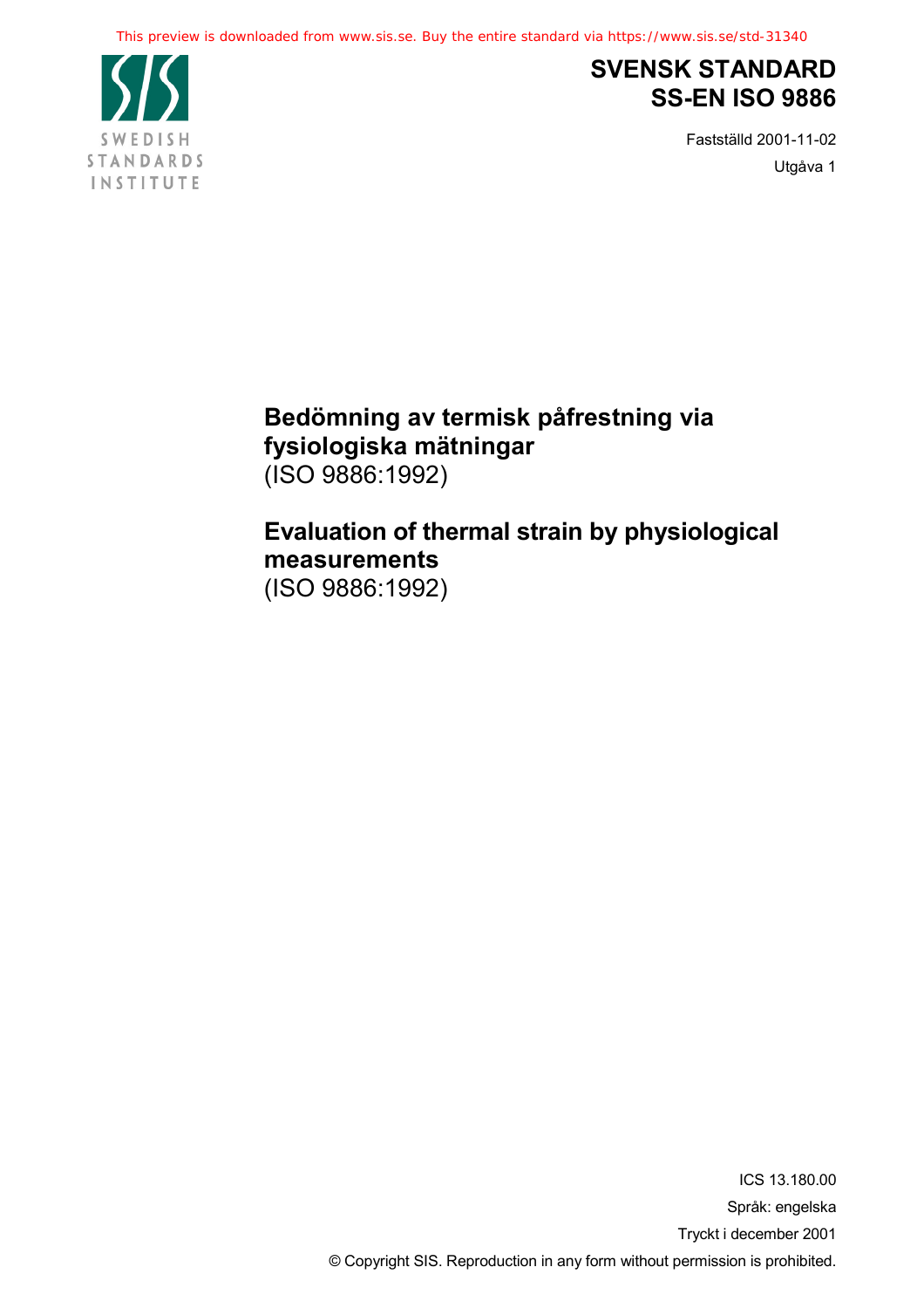This preview is downloaded from www.sis.se. Buy the entire standard via https://www.sis.se/std-31340

SWEDISH STANDARDS INSTITUTE

# SVENSK STANDARD SS-EN ISO 9886

Fastställd 2001-11-02

Utgåva 1

## Bedömning av termisk påfrestning via fysiologiska mätningar
(ISO 9886:1992)

## Evaluation of thermal strain by physiological measurements
(ISO 9886:1992)

ICS 13.180.00

Språk: engelska

Tryckt i december 2001

© Copyright SIS. Reproduction in any form without permission is prohibited.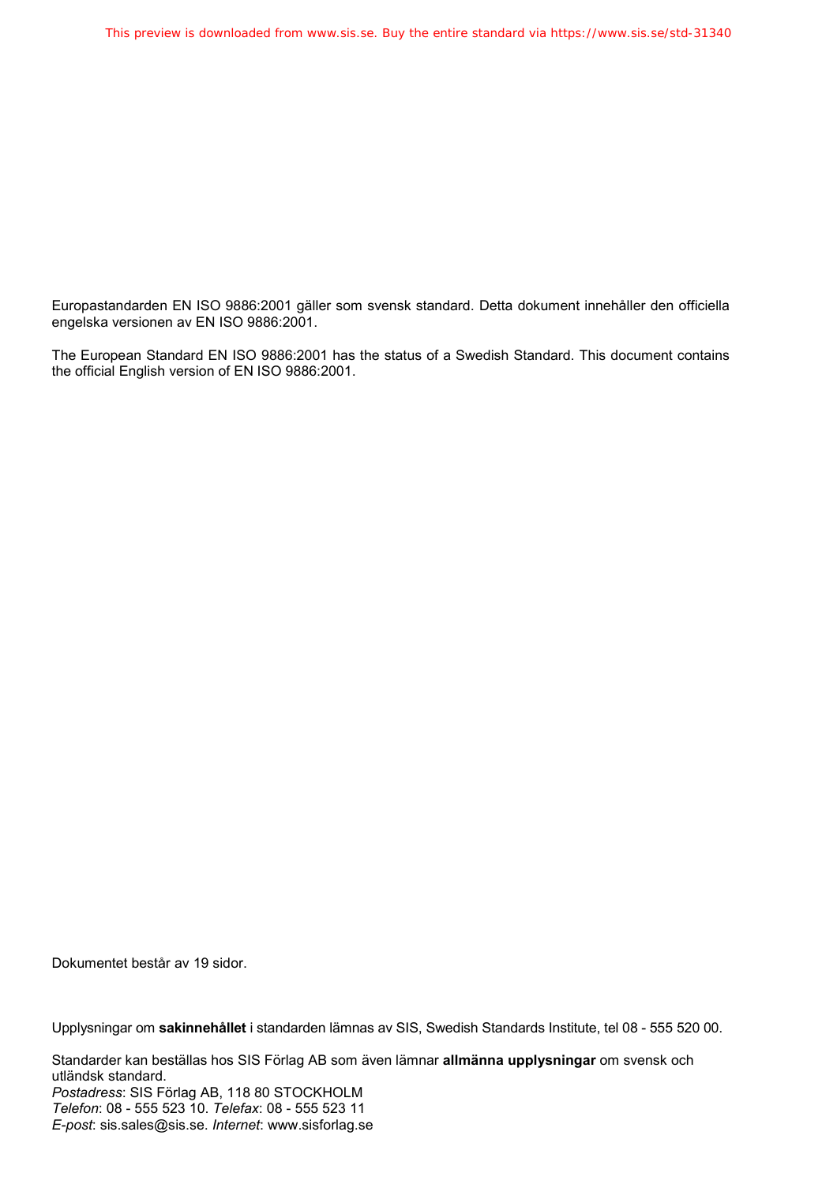Europastandarden EN ISO 9886:2001 gäller som svensk standard. Detta dokument innehåller den officiella engelska versionen av EN ISO 9886:2001.

The European Standard EN ISO 9886:2001 has the status of a Swedish Standard. This document contains the official English version of EN ISO 9886:2001.

Dokumentet består av 19 sidor.

Upplysningar om **sakinnehållet** i standarden lämnas av SIS, Swedish Standards Institute, tel 08 - 555 520 00.

Standarder kan beställas hos SIS Förlag AB som även lämnar **allmänna upplysningar** om svensk och utländsk standard.
*Postadress*: SIS Förlag AB, 118 80 STOCKHOLM
*Telefon*: 08 - 555 523 10. *Telefax*: 08 - 555 523 11
*E-post*: sis.sales@sis.se. *Internet*: www.sisforlag.se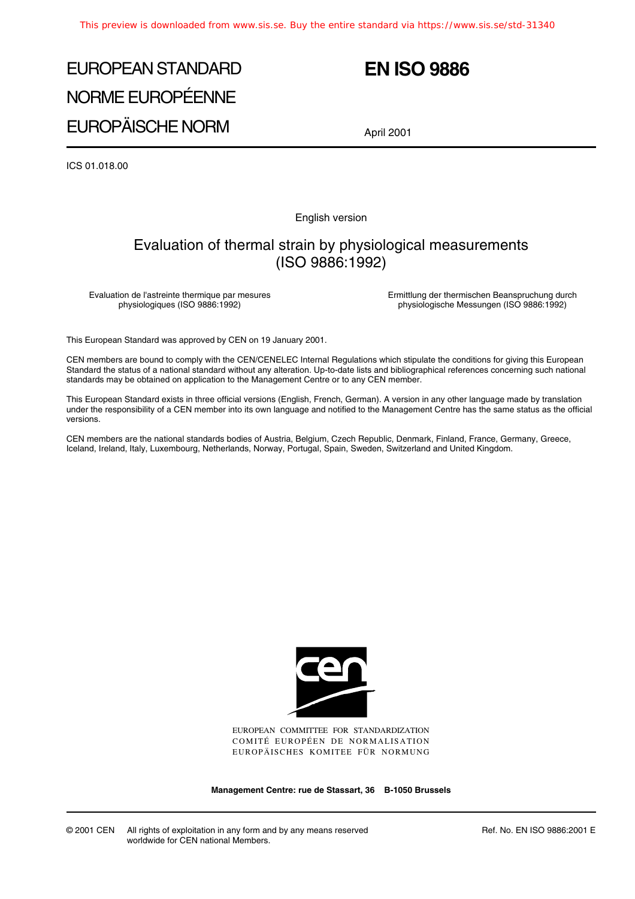# EUROPEAN STANDARD
# NORME EUROPÉENNE
# EUROPÄISCHE NORM

# EN ISO 9886

April 2001

ICS 01.018.00

English version

## Evaluation of thermal strain by physiological measurements (ISO 9886:1992)

Evaluation de l'astreinte thermique par mesures physiologiques (ISO 9886:1992)

Ermittlung der thermischen Beanspruchung durch physiologische Messungen (ISO 9886:1992)

This European Standard was approved by CEN on 19 January 2001.

CEN members are bound to comply with the CEN/CENELEC Internal Regulations which stipulate the conditions for giving this European Standard the status of a national standard without any alteration. Up-to-date lists and bibliographical references concerning such national standards may be obtained on application to the Management Centre or to any CEN member.

This European Standard exists in three official versions (English, French, German). A version in any other language made by translation under the responsibility of a CEN member into its own language and notified to the Management Centre has the same status as the official versions.

CEN members are the national standards bodies of Austria, Belgium, Czech Republic, Denmark, Finland, France, Germany, Greece, Iceland, Ireland, Italy, Luxembourg, Netherlands, Norway, Portugal, Spain, Sweden, Switzerland and United Kingdom.

EUROPEAN COMMITTEE FOR STANDARDIZATION
COMITÉ EUROPÉEN DE NORMALISATION
EUROPÄISCHES KOMITEE FÜR NORMUNG

**Management Centre: rue de Stassart, 36 B-1050 Brussels**

© 2001 CEN All rights of exploitation in any form and by any means reserved worldwide for CEN national Members.

Ref. No. EN ISO 9886:2001 E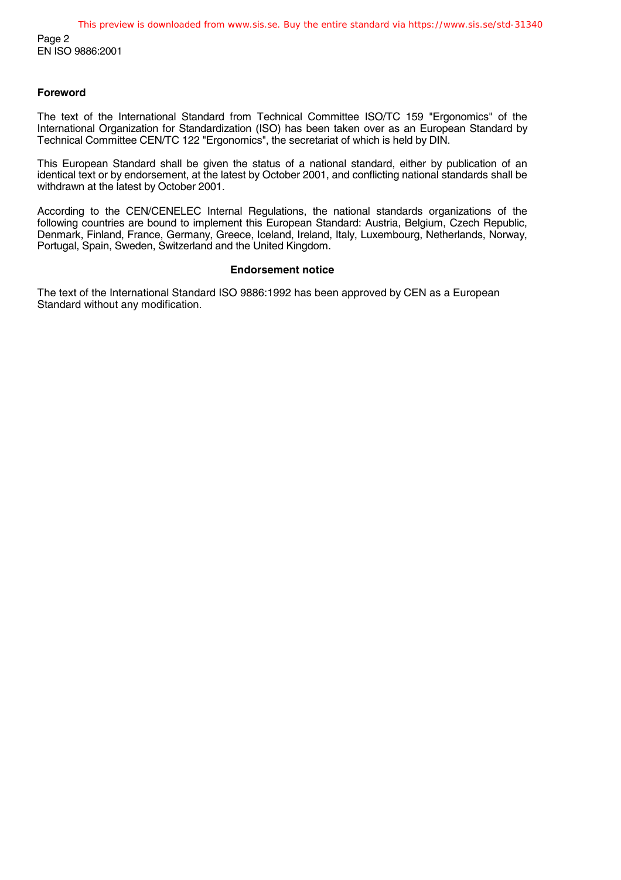## Foreword

The text of the International Standard from Technical Committee ISO/TC 159 "Ergonomics" of the International Organization for Standardization (ISO) has been taken over as an European Standard by Technical Committee CEN/TC 122 "Ergonomics", the secretariat of which is held by DIN.

This European Standard shall be given the status of a national standard, either by publication of an identical text or by endorsement, at the latest by October 2001, and conflicting national standards shall be withdrawn at the latest by October 2001.

According to the CEN/CENELEC Internal Regulations, the national standards organizations of the following countries are bound to implement this European Standard: Austria, Belgium, Czech Republic, Denmark, Finland, France, Germany, Greece, Iceland, Ireland, Italy, Luxembourg, Netherlands, Norway, Portugal, Spain, Sweden, Switzerland and the United Kingdom.

### Endorsement notice

The text of the International Standard ISO 9886:1992 has been approved by CEN as a European Standard without any modification.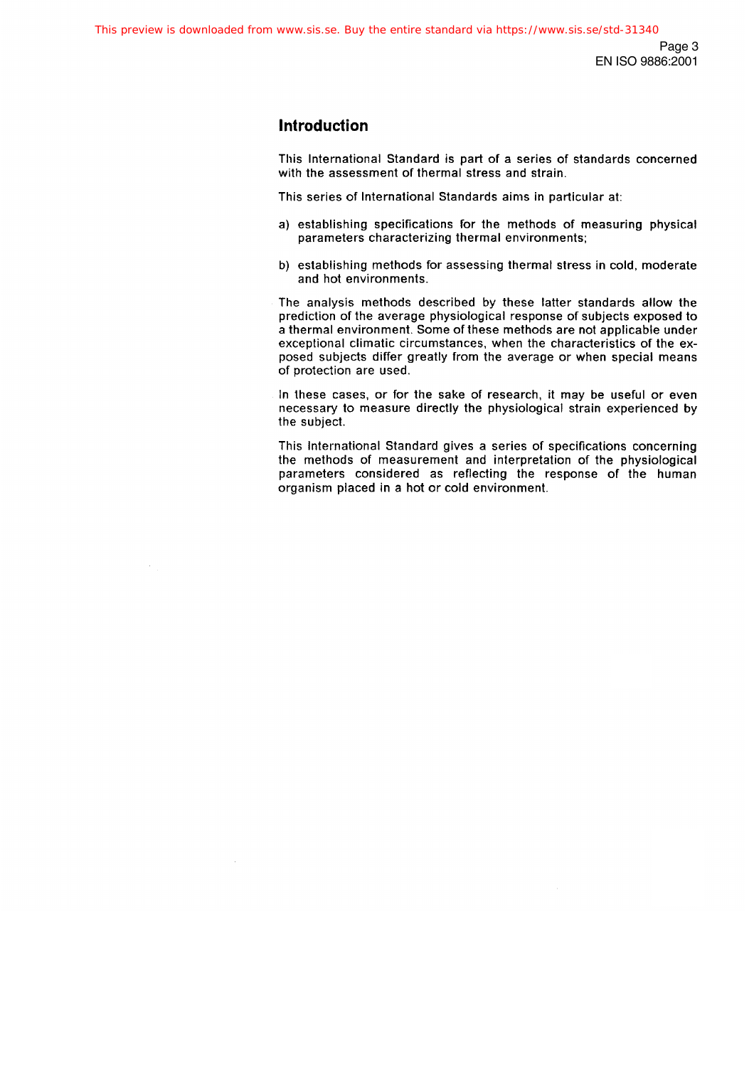## Introduction

This International Standard is part of a series of standards concerned with the assessment of thermal stress and strain.

This series of International Standards aims in particular at:

a) establishing specifications for the methods of measuring physical parameters characterizing thermal environments;

b) establishing methods for assessing thermal stress in cold, moderate and hot environments.

The analysis methods described by these latter standards allow the prediction of the average physiological response of subjects exposed to a thermal environment. Some of these methods are not applicable under exceptional climatic circumstances, when the characteristics of the exposed subjects differ greatly from the average or when special means of protection are used.

In these cases, or for the sake of research, it may be useful or even necessary to measure directly the physiological strain experienced by the subject.

This International Standard gives a series of specifications concerning the methods of measurement and interpretation of the physiological parameters considered as reflecting the response of the human organism placed in a hot or cold environment.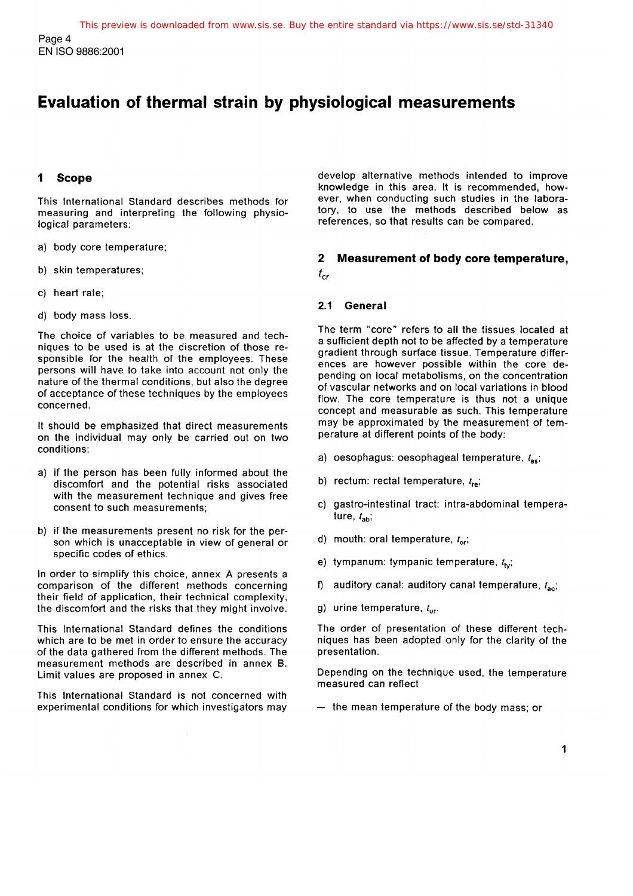# Evaluation of thermal strain by physiological measurements

## 1 Scope

This International Standard describes methods for measuring and interpreting the following physiological parameters:

a) body core temperature;

b) skin temperatures;

c) heart rate;

d) body mass loss.

The choice of variables to be measured and techniques to be used is at the discretion of those responsible for the health of the employees. These persons will have to take into account not only the nature of the thermal conditions, but also the degree of acceptance of these techniques by the employees concerned.

It should be emphasized that direct measurements on the individual may only be carried out on two conditions:

a) if the person has been fully informed about the discomfort and the potential risks associated with the measurement technique and gives free consent to such measurements;

b) if the measurements present no risk for the person which is unacceptable in view of general or specific codes of ethics.

In order to simplify this choice, annex A presents a comparison of the different methods concerning their field of application, their technical complexity, the discomfort and the risks that they might involve.

This International Standard defines the conditions which are to be met in order to ensure the accuracy of the data gathered from the different methods. The measurement methods are described in annex B. Limit values are proposed in annex C.

This International Standard is not concerned with experimental conditions for which investigators may develop alternative methods intended to improve knowledge in this area. It is recommended, however, when conducting such studies in the laboratory, to use the methods described below as references, so that results can be compared.

## 2 Measurement of body core temperature, $t_{cr}$

### 2.1 General

The term "core" refers to all the tissues located at a sufficient depth not to be affected by a temperature gradient through surface tissue. Temperature differences are however possible within the core depending on local metabolisms, on the concentration of vascular networks and on local variations in blood flow. The core temperature is thus not a unique concept and measurable as such. This temperature may be approximated by the measurement of temperature at different points of the body:

a) oesophagus: oesophageal temperature, $t_{es}$;

b) rectum: rectal temperature, $t_{re}$;

c) gastro-intestinal tract: intra-abdominal temperature, $t_{ab}$;

d) mouth: oral temperature, $t_{or}$;

e) tympanum: tympanic temperature, $t_{ty}$;

f) auditory canal: auditory canal temperature, $t_{ac}$;

g) urine temperature, $t_{ur}$.

The order of presentation of these different techniques has been adopted only for the clarity of the presentation.

Depending on the technique used, the temperature measured can reflect

— the mean temperature of the body mass; or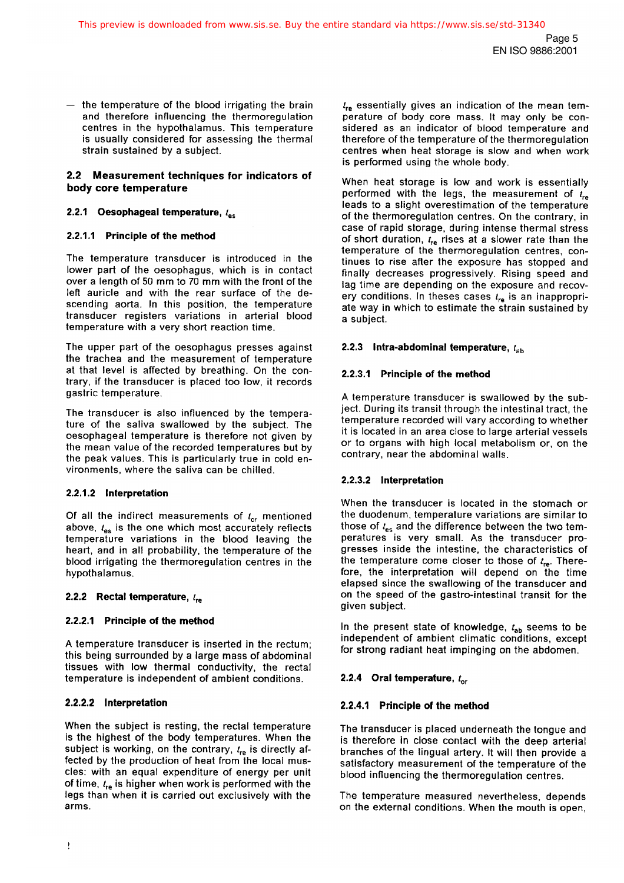— the temperature of the blood irrigating the brain and therefore influencing the thermoregulation centres in the hypothalamus. This temperature is usually considered for assessing the thermal strain sustained by a subject.

## 2.2 Measurement techniques for indicators of body core temperature

### 2.2.1 Oesophageal temperature, $t_{es}$

#### 2.2.1.1 Principle of the method

The temperature transducer is introduced in the lower part of the oesophagus, which is in contact over a length of 50 mm to 70 mm with the front of the left auricle and with the rear surface of the descending aorta. In this position, the temperature transducer registers variations in arterial blood temperature with a very short reaction time.

The upper part of the oesophagus presses against the trachea and the measurement of temperature at that level is affected by breathing. On the contrary, if the transducer is placed too low, it records gastric temperature.

The transducer is also influenced by the temperature of the saliva swallowed by the subject. The oesophageal temperature is therefore not given by the mean value of the recorded temperatures but by the peak values. This is particularly true in cold environments, where the saliva can be chilled.

#### 2.2.1.2 Interpretation

Of all the indirect measurements of $t_{cr}$ mentioned above, $t_{es}$ is the one which most accurately reflects temperature variations in the blood leaving the heart, and in all probability, the temperature of the blood irrigating the thermoregulation centres in the hypothalamus.

### 2.2.2 Rectal temperature, $t_{re}$

#### 2.2.2.1 Principle of the method

A temperature transducer is inserted in the rectum; this being surrounded by a large mass of abdominal tissues with low thermal conductivity, the rectal temperature is independent of ambient conditions.

#### 2.2.2.2 Interpretation

When the subject is resting, the rectal temperature is the highest of the body temperatures. When the subject is working, on the contrary, $t_{re}$ is directly affected by the production of heat from the local muscles: with an equal expenditure of energy per unit of time, $t_{re}$ is higher when work is performed with the legs than when it is carried out exclusively with the arms.

$t_{re}$ essentially gives an indication of the mean temperature of body core mass. It may only be considered as an indicator of blood temperature and therefore of the temperature of the thermoregulation centres when heat storage is slow and when work is performed using the whole body.

When heat storage is low and work is essentially performed with the legs, the measurement of $t_{re}$ leads to a slight overestimation of the temperature of the thermoregulation centres. On the contrary, in case of rapid storage, during intense thermal stress of short duration, $t_{re}$ rises at a slower rate than the temperature of the thermoregulation centres, continues to rise after the exposure has stopped and finally decreases progressively. Rising speed and lag time are depending on the exposure and recovery conditions. In theses cases $t_{re}$ is an inappropriate way in which to estimate the strain sustained by a subject.

### 2.2.3 Intra-abdominal temperature, $t_{ab}$

#### 2.2.3.1 Principle of the method

A temperature transducer is swallowed by the subject. During its transit through the intestinal tract, the temperature recorded will vary according to whether it is located in an area close to large arterial vessels or to organs with high local metabolism or, on the contrary, near the abdominal walls.

#### 2.2.3.2 Interpretation

When the transducer is located in the stomach or the duodenum, temperature variations are similar to those of $t_{es}$ and the difference between the two temperatures is very small. As the transducer progresses inside the intestine, the characteristics of the temperature come closer to those of $t_{re}$. Therefore, the interpretation will depend on the time elapsed since the swallowing of the transducer and on the speed of the gastro-intestinal transit for the given subject.

In the present state of knowledge, $t_{ab}$ seems to be independent of ambient climatic conditions, except for strong radiant heat impinging on the abdomen.

### 2.2.4 Oral temperature, $t_{or}$

#### 2.2.4.1 Principle of the method

The transducer is placed underneath the tongue and is therefore in close contact with the deep arterial branches of the lingual artery. It will then provide a satisfactory measurement of the temperature of the blood influencing the thermoregulation centres.

The temperature measured nevertheless, depends on the external conditions. When the mouth is open,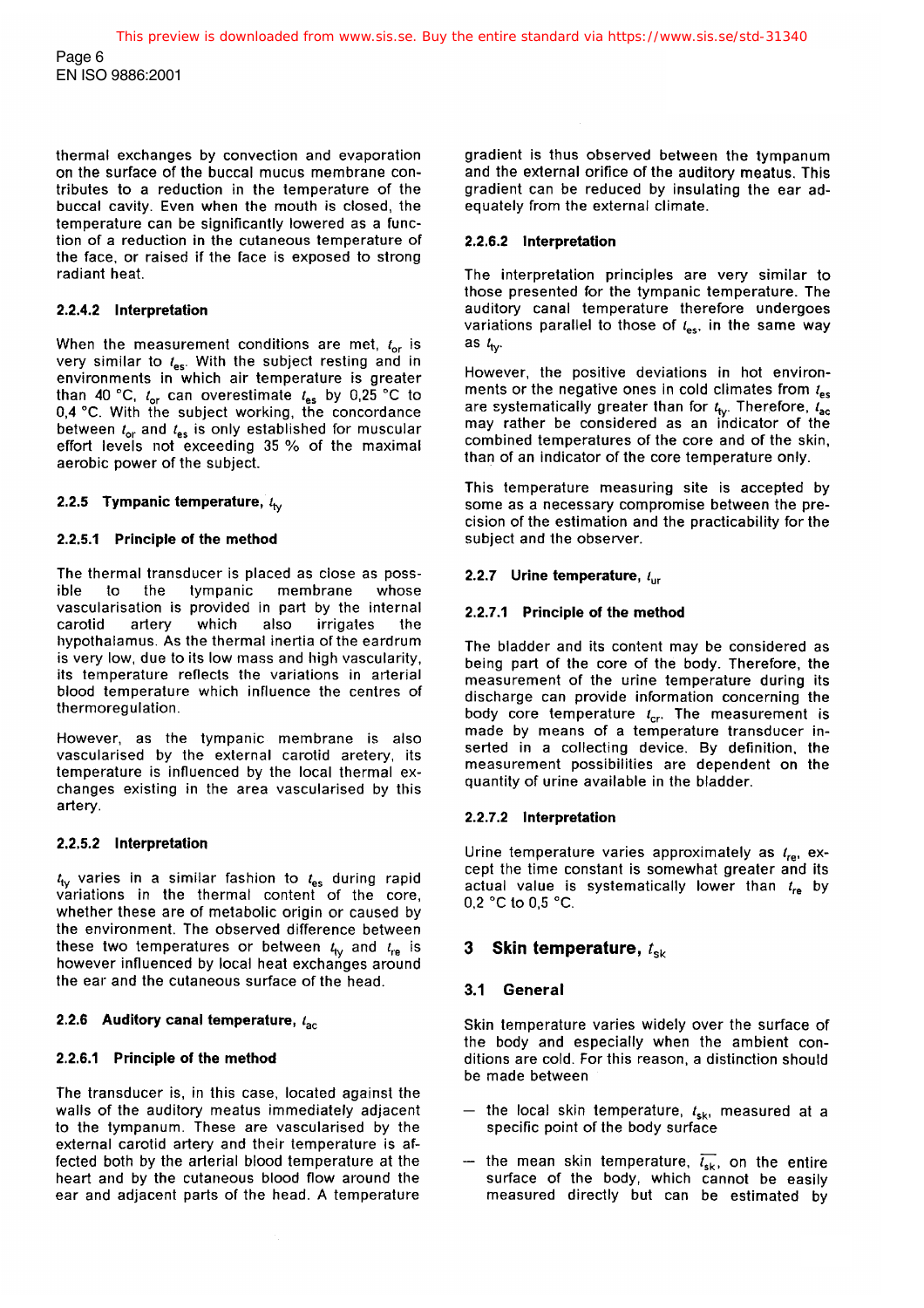thermal exchanges by convection and evaporation on the surface of the buccal mucus membrane contributes to a reduction in the temperature of the buccal cavity. Even when the mouth is closed, the temperature can be significantly lowered as a function of a reduction in the cutaneous temperature of the face, or raised if the face is exposed to strong radiant heat.

#### 2.2.4.2 Interpretation

When the measurement conditions are met, $t_{or}$ is very similar to $t_{es}$. With the subject resting and in environments in which air temperature is greater than 40 °C, $t_{or}$ can overestimate $t_{es}$ by 0,25 °C to 0,4 °C. With the subject working, the concordance between $t_{or}$ and $t_{es}$ is only established for muscular effort levels not exceeding 35 % of the maximal aerobic power of the subject.

### 2.2.5 Tympanic temperature, $t_{ty}$

#### 2.2.5.1 Principle of the method

The thermal transducer is placed as close as possible to the tympanic membrane whose vascularisation is provided in part by the internal carotid artery which also irrigates the hypothalamus. As the thermal inertia of the eardrum is very low, due to its low mass and high vascularity, its temperature reflects the variations in arterial blood temperature which influence the centres of thermoregulation.

However, as the tympanic membrane is also vascularised by the external carotid aretery, its temperature is influenced by the local thermal exchanges existing in the area vascularised by this artery.

#### 2.2.5.2 Interpretation

$t_{ty}$ varies in a similar fashion to $t_{es}$ during rapid variations in the thermal content of the core, whether these are of metabolic origin or caused by the environment. The observed difference between these two temperatures or between $t_{ty}$ and $t_{re}$ is however influenced by local heat exchanges around the ear and the cutaneous surface of the head.

### 2.2.6 Auditory canal temperature, $t_{ac}$

#### 2.2.6.1 Principle of the method

The transducer is, in this case, located against the walls of the auditory meatus immediately adjacent to the tympanum. These are vascularised by the external carotid artery and their temperature is affected both by the arterial blood temperature at the heart and by the cutaneous blood flow around the ear and adjacent parts of the head. A temperature gradient is thus observed between the tympanum and the external orifice of the auditory meatus. This gradient can be reduced by insulating the ear adequately from the external climate.

#### 2.2.6.2 Interpretation

The interpretation principles are very similar to those presented for the tympanic temperature. The auditory canal temperature therefore undergoes variations parallel to those of $t_{es}$, in the same way as $t_{ty}$.

However, the positive deviations in hot environments or the negative ones in cold climates from $t_{es}$ are systematically greater than for $t_{ty}$. Therefore, $t_{ac}$ may rather be considered as an indicator of the combined temperatures of the core and of the skin, than of an indicator of the core temperature only.

This temperature measuring site is accepted by some as a necessary compromise between the precision of the estimation and the practicability for the subject and the observer.

### 2.2.7 Urine temperature, $t_{ur}$

#### 2.2.7.1 Principle of the method

The bladder and its content may be considered as being part of the core of the body. Therefore, the measurement of the urine temperature during its discharge can provide information concerning the body core temperature $t_{cr}$. The measurement is made by means of a temperature transducer inserted in a collecting device. By definition, the measurement possibilities are dependent on the quantity of urine available in the bladder.

#### 2.2.7.2 Interpretation

Urine temperature varies approximately as $t_{re}$, except the time constant is somewhat greater and its actual value is systematically lower than $t_{re}$ by 0,2 °C to 0,5 °C.

## 3 Skin temperature, $t_{sk}$

### 3.1 General

Skin temperature varies widely over the surface of the body and especially when the ambient conditions are cold. For this reason, a distinction should be made between

- the local skin temperature, $t_{sk}$, measured at a specific point of the body surface
- the mean skin temperature, $\overline{t_{sk}}$, on the entire surface of the body, which cannot be easily measured directly but can be estimated by